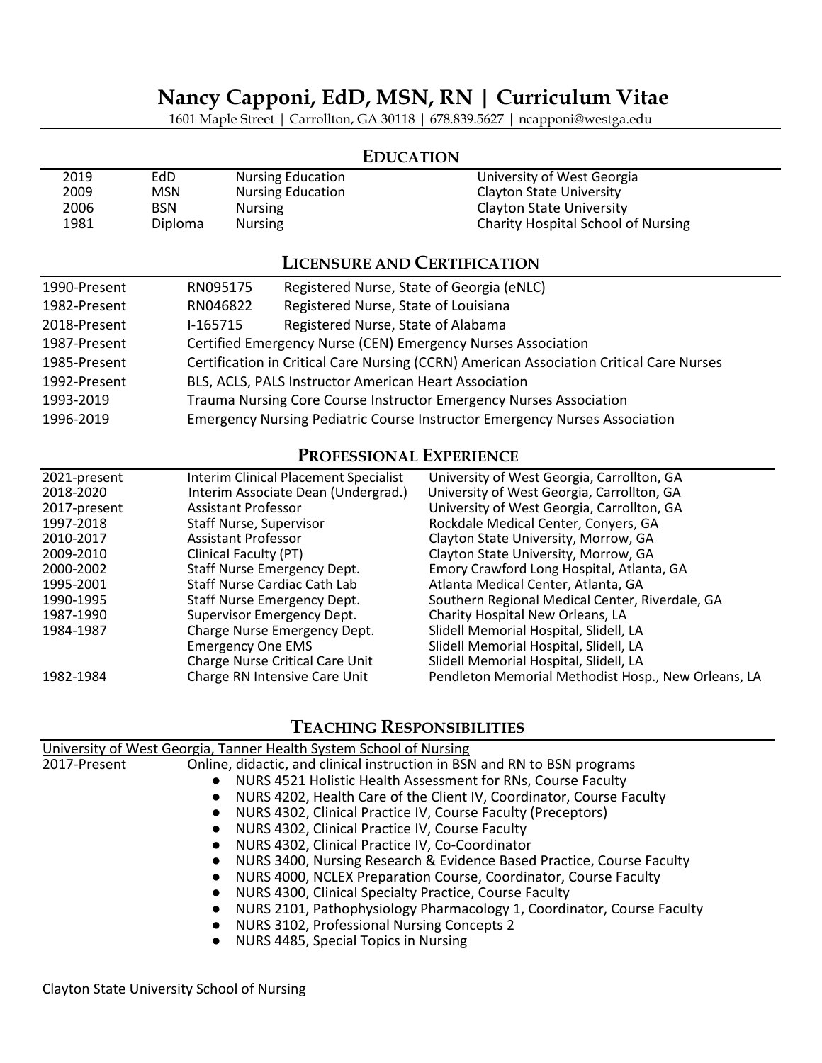# Nancy Capponi, EdD, MSN, RN | Curriculum Vitae

1601 Maple Street | Carrollton, GA 30118 | 678.839.5627 | ncapponi@westga.edu

## EDUCATION

| | | | |
|---|---|---|---|
| 2019 | EdD | Nursing Education | University of West Georgia |
| 2009 | MSN | Nursing Education | Clayton State University |
| 2006 | BSN | Nursing | Clayton State University |
| 1981 | Diploma | Nursing | Charity Hospital School of Nursing |

## LICENSURE AND CERTIFICATION

| | | |
|---|---|---|
| 1990-Present | RN095175 | Registered Nurse, State of Georgia (eNLC) |
| 1982-Present | RN046822 | Registered Nurse, State of Louisiana |
| 2018-Present | I-165715 | Registered Nurse, State of Alabama |
| 1987-Present | Certified Emergency Nurse (CEN) Emergency Nurses Association | |
| 1985-Present | Certification in Critical Care Nursing (CCRN) American Association Critical Care Nurses | |
| 1992-Present | BLS, ACLS, PALS Instructor American Heart Association | |
| 1993-2019 | Trauma Nursing Core Course Instructor Emergency Nurses Association | |
| 1996-2019 | Emergency Nursing Pediatric Course Instructor Emergency Nurses Association | |

## PROFESSIONAL EXPERIENCE

| | | |
|---|---|---|
| 2021-present | Interim Clinical Placement Specialist | University of West Georgia, Carrollton, GA |
| 2018-2020 | Interim Associate Dean (Undergrad.) | University of West Georgia, Carrollton, GA |
| 2017-present | Assistant Professor | University of West Georgia, Carrollton, GA |
| 1997-2018 | Staff Nurse, Supervisor | Rockdale Medical Center, Conyers, GA |
| 2010-2017 | Assistant Professor | Clayton State University, Morrow, GA |
| 2009-2010 | Clinical Faculty (PT) | Clayton State University, Morrow, GA |
| 2000-2002 | Staff Nurse Emergency Dept. | Emory Crawford Long Hospital, Atlanta, GA |
| 1995-2001 | Staff Nurse Cardiac Cath Lab | Atlanta Medical Center, Atlanta, GA |
| 1990-1995 | Staff Nurse Emergency Dept. | Southern Regional Medical Center, Riverdale, GA |
| 1987-1990 | Supervisor Emergency Dept. | Charity Hospital New Orleans, LA |
| 1984-1987 | Charge Nurse Emergency Dept. | Slidell Memorial Hospital, Slidell, LA |
| | Emergency One EMS | Slidell Memorial Hospital, Slidell, LA |
| | Charge Nurse Critical Care Unit | Slidell Memorial Hospital, Slidell, LA |
| 1982-1984 | Charge RN Intensive Care Unit | Pendleton Memorial Methodist Hosp., New Orleans, LA |

## TEACHING RESPONSIBILITIES

University of West Georgia, Tanner Health System School of Nursing

2017-Present — Online, didactic, and clinical instruction in BSN and RN to BSN programs

- NURS 4521 Holistic Health Assessment for RNs, Course Faculty
- NURS 4202, Health Care of the Client IV, Coordinator, Course Faculty
- NURS 4302, Clinical Practice IV, Course Faculty (Preceptors)
- NURS 4302, Clinical Practice IV, Course Faculty
- NURS 4302, Clinical Practice IV, Co-Coordinator
- NURS 3400, Nursing Research & Evidence Based Practice, Course Faculty
- NURS 4000, NCLEX Preparation Course, Coordinator, Course Faculty
- NURS 4300, Clinical Specialty Practice, Course Faculty
- NURS 2101, Pathophysiology Pharmacology 1, Coordinator, Course Faculty
- NURS 3102, Professional Nursing Concepts 2
- NURS 4485, Special Topics in Nursing

Clayton State University School of Nursing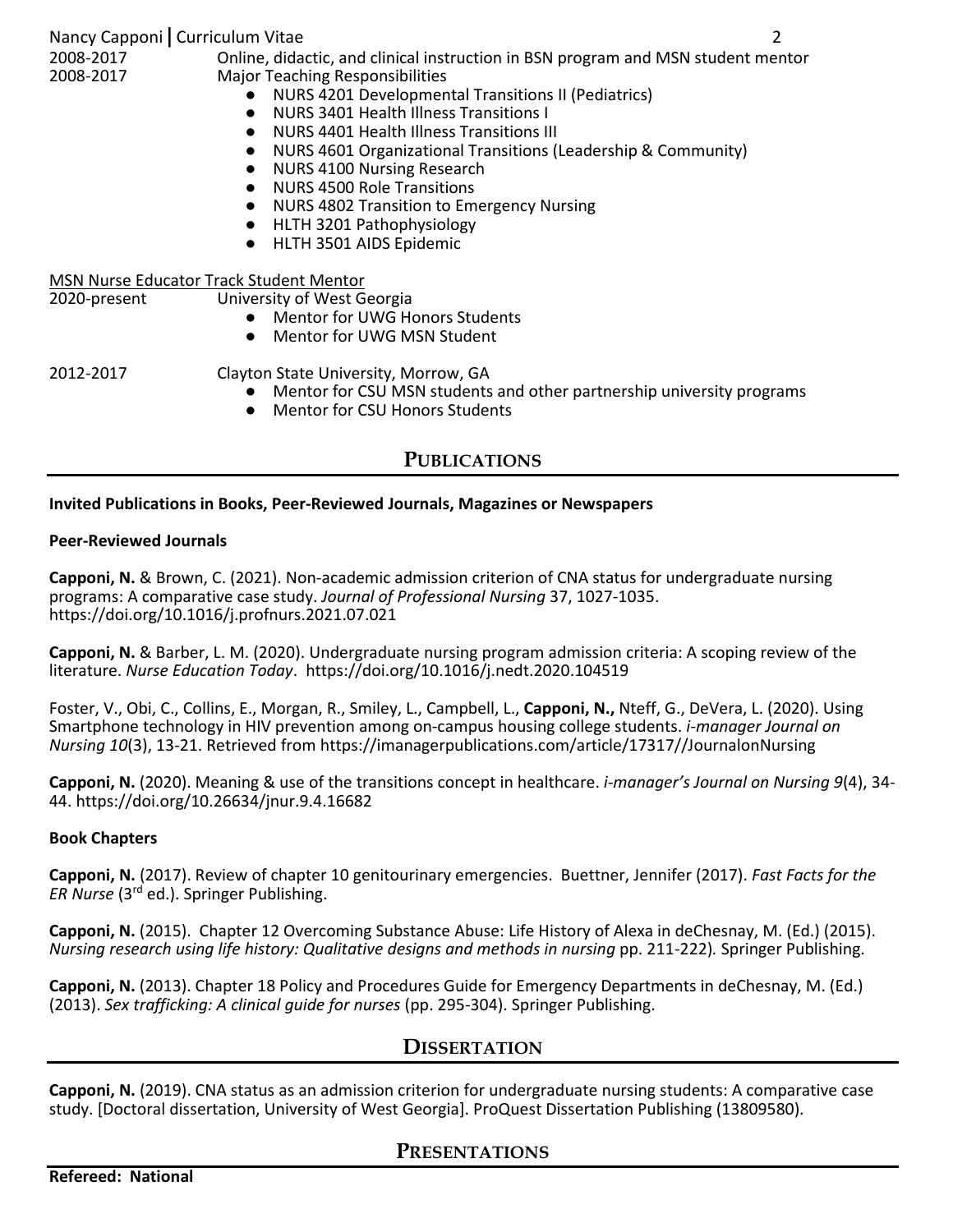2008-2017 Online, didactic, and clinical instruction in BSN program and MSN student mentor

2008-2017 Major Teaching Responsibilities

- NURS 4201 Developmental Transitions II (Pediatrics)
- NURS 3401 Health Illness Transitions I
- NURS 4401 Health Illness Transitions III
- NURS 4601 Organizational Transitions (Leadership & Community)
- NURS 4100 Nursing Research
- NURS 4500 Role Transitions
- NURS 4802 Transition to Emergency Nursing
- HLTH 3201 Pathophysiology
- HLTH 3501 AIDS Epidemic

<u>MSN Nurse Educator Track Student Mentor</u>

2020-present University of West Georgia

- Mentor for UWG Honors Students
- Mentor for UWG MSN Student

2012-2017 Clayton State University, Morrow, GA

- Mentor for CSU MSN students and other partnership university programs
- Mentor for CSU Honors Students

## Publications

**Invited Publications in Books, Peer-Reviewed Journals, Magazines or Newspapers**

**Peer-Reviewed Journals**

**Capponi, N.** & Brown, C. (2021). Non-academic admission criterion of CNA status for undergraduate nursing programs: A comparative case study. *Journal of Professional Nursing* 37, 1027-1035. https://doi.org/10.1016/j.profnurs.2021.07.021

**Capponi, N.** & Barber, L. M. (2020). Undergraduate nursing program admission criteria: A scoping review of the literature. *Nurse Education Today*. https://doi.org/10.1016/j.nedt.2020.104519

Foster, V., Obi, C., Collins, E., Morgan, R., Smiley, L., Campbell, L., **Capponi, N.,** Nteff, G., DeVera, L. (2020). Using Smartphone technology in HIV prevention among on-campus housing college students. *i-manager Journal on Nursing 10*(3), 13-21. Retrieved from https://imanagerpublications.com/article/17317//JournalonNursing

**Capponi, N.** (2020). Meaning & use of the transitions concept in healthcare. *i-manager's Journal on Nursing 9*(4), 34-44. https://doi.org/10.26634/jnur.9.4.16682

**Book Chapters**

**Capponi, N.** (2017). Review of chapter 10 genitourinary emergencies. Buettner, Jennifer (2017). *Fast Facts for the ER Nurse* (3rd ed.). Springer Publishing.

**Capponi, N.** (2015). Chapter 12 Overcoming Substance Abuse: Life History of Alexa in deChesnay, M. (Ed.) (2015). *Nursing research using life history: Qualitative designs and methods in nursing* pp. 211-222)*.* Springer Publishing.

**Capponi, N.** (2013). Chapter 18 Policy and Procedures Guide for Emergency Departments in deChesnay, M. (Ed.) (2013). *Sex trafficking: A clinical guide for nurses* (pp. 295-304). Springer Publishing.

## Dissertation

**Capponi, N.** (2019). CNA status as an admission criterion for undergraduate nursing students: A comparative case study. [Doctoral dissertation, University of West Georgia]. ProQuest Dissertation Publishing (13809580).

## Presentations

**Refereed: National**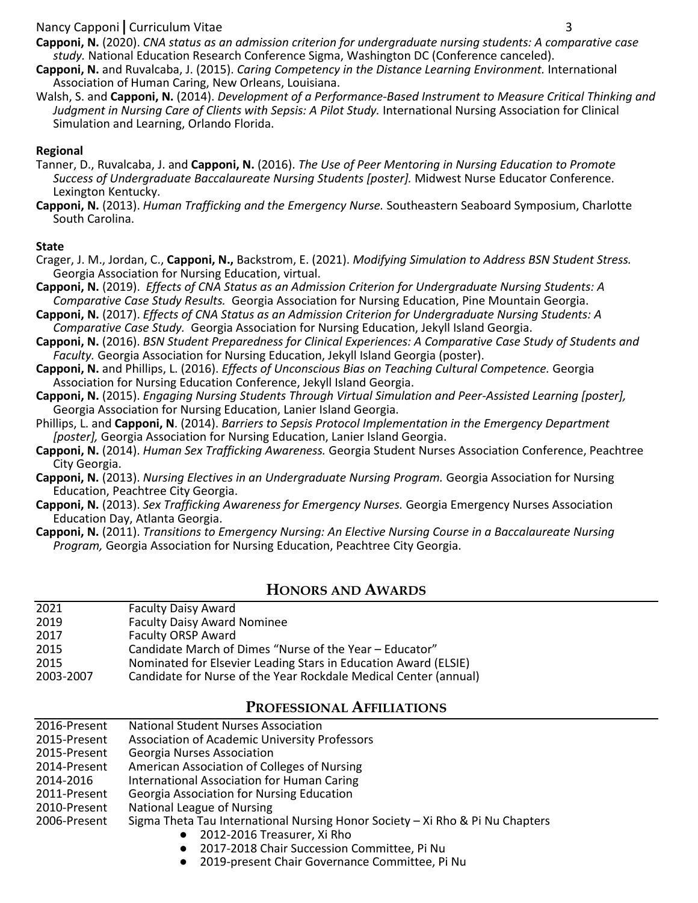**Capponi, N.** (2020). *CNA status as an admission criterion for undergraduate nursing students: A comparative case study.* National Education Research Conference Sigma, Washington DC (Conference canceled).

**Capponi, N.** and Ruvalcaba, J. (2015). *Caring Competency in the Distance Learning Environment.* International Association of Human Caring, New Orleans, Louisiana.

Walsh, S. and **Capponi, N.** (2014). *Development of a Performance-Based Instrument to Measure Critical Thinking and Judgment in Nursing Care of Clients with Sepsis: A Pilot Study.* International Nursing Association for Clinical Simulation and Learning, Orlando Florida.

**Regional**

Tanner, D., Ruvalcaba, J. and **Capponi, N.** (2016). *The Use of Peer Mentoring in Nursing Education to Promote Success of Undergraduate Baccalaureate Nursing Students [poster].* Midwest Nurse Educator Conference. Lexington Kentucky.

**Capponi, N.** (2013). *Human Trafficking and the Emergency Nurse.* Southeastern Seaboard Symposium, Charlotte South Carolina.

**State**

Crager, J. M., Jordan, C., **Capponi, N.,** Backstrom, E. (2021). *Modifying Simulation to Address BSN Student Stress.* Georgia Association for Nursing Education, virtual.

**Capponi, N.** (2019). *Effects of CNA Status as an Admission Criterion for Undergraduate Nursing Students: A Comparative Case Study Results.* Georgia Association for Nursing Education, Pine Mountain Georgia.

**Capponi, N.** (2017). *Effects of CNA Status as an Admission Criterion for Undergraduate Nursing Students: A Comparative Case Study.* Georgia Association for Nursing Education, Jekyll Island Georgia.

**Capponi, N.** (2016). *BSN Student Preparedness for Clinical Experiences: A Comparative Case Study of Students and Faculty.* Georgia Association for Nursing Education, Jekyll Island Georgia (poster).

**Capponi, N.** and Phillips, L. (2016). *Effects of Unconscious Bias on Teaching Cultural Competence.* Georgia Association for Nursing Education Conference, Jekyll Island Georgia.

**Capponi, N.** (2015). *Engaging Nursing Students Through Virtual Simulation and Peer-Assisted Learning [poster],* Georgia Association for Nursing Education, Lanier Island Georgia.

Phillips, L. and **Capponi, N**. (2014). *Barriers to Sepsis Protocol Implementation in the Emergency Department [poster],* Georgia Association for Nursing Education, Lanier Island Georgia.

**Capponi, N.** (2014). *Human Sex Trafficking Awareness.* Georgia Student Nurses Association Conference, Peachtree City Georgia.

**Capponi, N.** (2013). *Nursing Electives in an Undergraduate Nursing Program.* Georgia Association for Nursing Education, Peachtree City Georgia.

**Capponi, N.** (2013). *Sex Trafficking Awareness for Emergency Nurses.* Georgia Emergency Nurses Association Education Day, Atlanta Georgia.

**Capponi, N.** (2011). *Transitions to Emergency Nursing: An Elective Nursing Course in a Baccalaureate Nursing Program,* Georgia Association for Nursing Education, Peachtree City Georgia.

## Honors and Awards

| | |
|---|---|
| 2021 | Faculty Daisy Award |
| 2019 | Faculty Daisy Award Nominee |
| 2017 | Faculty ORSP Award |
| 2015 | Candidate March of Dimes "Nurse of the Year – Educator" |
| 2015 | Nominated for Elsevier Leading Stars in Education Award (ELSIE) |
| 2003-2007 | Candidate for Nurse of the Year Rockdale Medical Center (annual) |

## Professional Affiliations

| | |
|---|---|
| 2016-Present | National Student Nurses Association |
| 2015-Present | Association of Academic University Professors |
| 2015-Present | Georgia Nurses Association |
| 2014-Present | American Association of Colleges of Nursing |
| 2014-2016 | International Association for Human Caring |
| 2011-Present | Georgia Association for Nursing Education |
| 2010-Present | National League of Nursing |
| 2006-Present | Sigma Theta Tau International Nursing Honor Society – Xi Rho & Pi Nu Chapters |

- 2012-2016 Treasurer, Xi Rho
- 2017-2018 Chair Succession Committee, Pi Nu
- 2019-present Chair Governance Committee, Pi Nu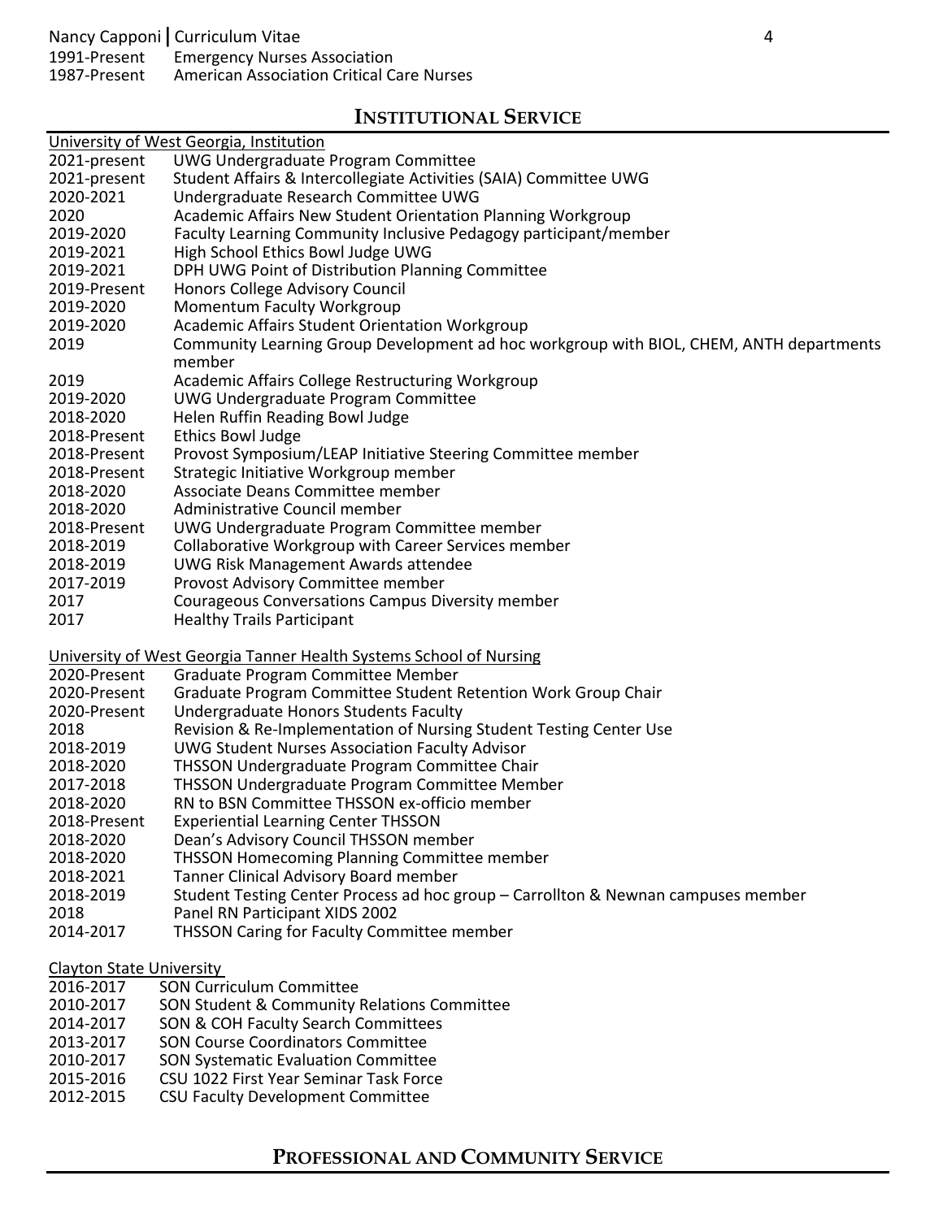1991-Present Emergency Nurses Association
1987-Present American Association Critical Care Nurses

## INSTITUTIONAL SERVICE

University of West Georgia, Institution

2021-present UWG Undergraduate Program Committee
2021-present Student Affairs & Intercollegiate Activities (SAIA) Committee UWG
2020-2021 Undergraduate Research Committee UWG
2020 Academic Affairs New Student Orientation Planning Workgroup
2019-2020 Faculty Learning Community Inclusive Pedagogy participant/member
2019-2021 High School Ethics Bowl Judge UWG
2019-2021 DPH UWG Point of Distribution Planning Committee
2019-Present Honors College Advisory Council
2019-2020 Momentum Faculty Workgroup
2019-2020 Academic Affairs Student Orientation Workgroup
2019 Community Learning Group Development ad hoc workgroup with BIOL, CHEM, ANTH departments member
2019 Academic Affairs College Restructuring Workgroup
2019-2020 UWG Undergraduate Program Committee
2018-2020 Helen Ruffin Reading Bowl Judge
2018-Present Ethics Bowl Judge
2018-Present Provost Symposium/LEAP Initiative Steering Committee member
2018-Present Strategic Initiative Workgroup member
2018-2020 Associate Deans Committee member
2018-2020 Administrative Council member
2018-Present UWG Undergraduate Program Committee member
2018-2019 Collaborative Workgroup with Career Services member
2018-2019 UWG Risk Management Awards attendee
2017-2019 Provost Advisory Committee member
2017 Courageous Conversations Campus Diversity member
2017 Healthy Trails Participant

University of West Georgia Tanner Health Systems School of Nursing

2020-Present Graduate Program Committee Member
2020-Present Graduate Program Committee Student Retention Work Group Chair
2020-Present Undergraduate Honors Students Faculty
2018 Revision & Re-Implementation of Nursing Student Testing Center Use
2018-2019 UWG Student Nurses Association Faculty Advisor
2018-2020 THSSON Undergraduate Program Committee Chair
2017-2018 THSSON Undergraduate Program Committee Member
2018-2020 RN to BSN Committee THSSON ex-officio member
2018-Present Experiential Learning Center THSSON
2018-2020 Dean's Advisory Council THSSON member
2018-2020 THSSON Homecoming Planning Committee member
2018-2021 Tanner Clinical Advisory Board member
2018-2019 Student Testing Center Process ad hoc group – Carrollton & Newnan campuses member
2018 Panel RN Participant XIDS 2002
2014-2017 THSSON Caring for Faculty Committee member

Clayton State University

2016-2017 SON Curriculum Committee
2010-2017 SON Student & Community Relations Committee
2014-2017 SON & COH Faculty Search Committees
2013-2017 SON Course Coordinators Committee
2010-2017 SON Systematic Evaluation Committee
2015-2016 CSU 1022 First Year Seminar Task Force
2012-2015 CSU Faculty Development Committee

## PROFESSIONAL AND COMMUNITY SERVICE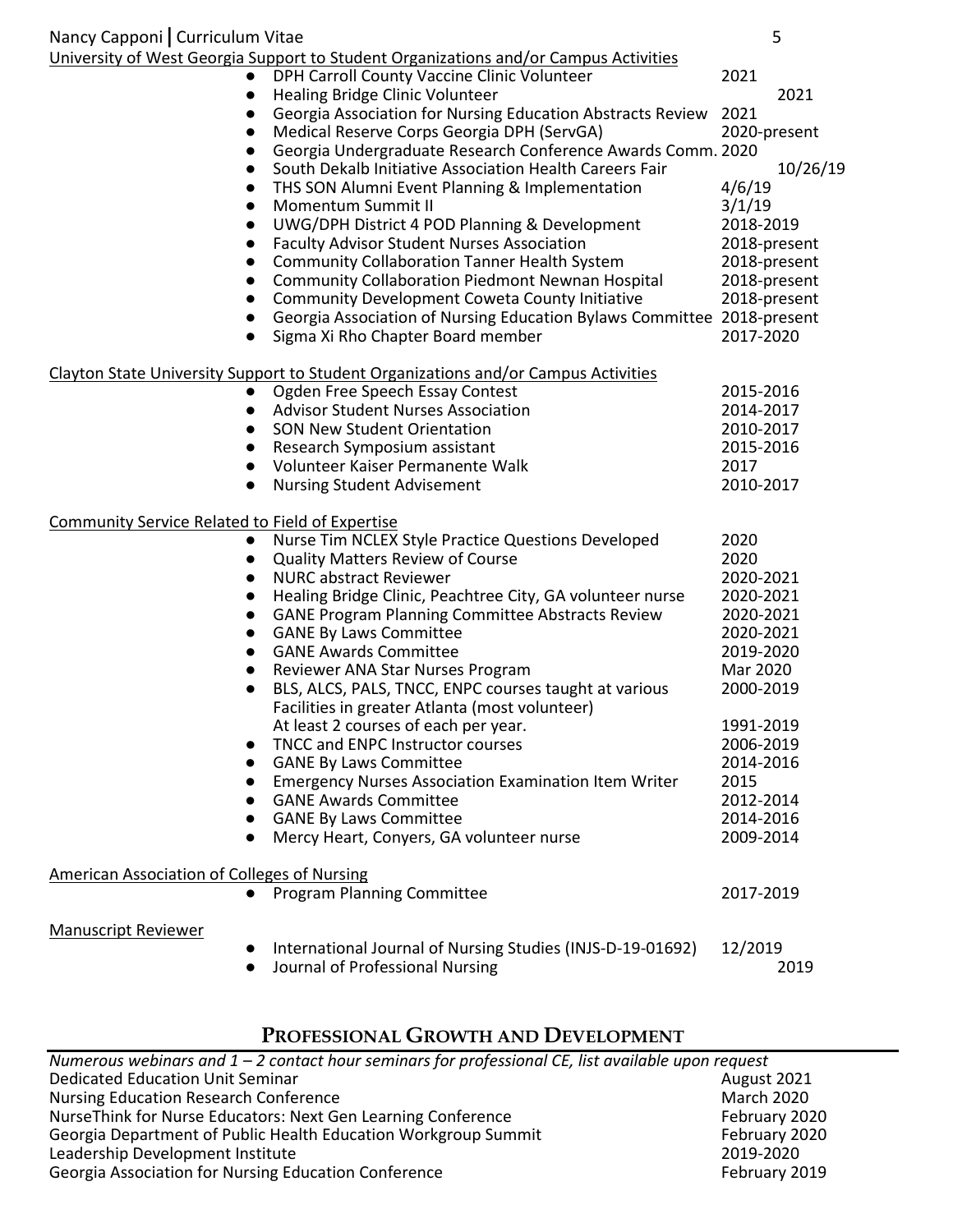University of West Georgia Support to Student Organizations and/or Campus Activities

- DPH Carroll County Vaccine Clinic Volunteer 2021
- Healing Bridge Clinic Volunteer 2021
- Georgia Association for Nursing Education Abstracts Review 2021
- Medical Reserve Corps Georgia DPH (ServGA) 2020-present
- Georgia Undergraduate Research Conference Awards Comm. 2020
- South Dekalb Initiative Association Health Careers Fair 10/26/19
- THS SON Alumni Event Planning & Implementation 4/6/19
- Momentum Summit II 3/1/19
- UWG/DPH District 4 POD Planning & Development 2018-2019
- Faculty Advisor Student Nurses Association 2018-present
- Community Collaboration Tanner Health System 2018-present
- Community Collaboration Piedmont Newnan Hospital 2018-present
- Community Development Coweta County Initiative 2018-present
- Georgia Association of Nursing Education Bylaws Committee 2018-present
- Sigma Xi Rho Chapter Board member 2017-2020

Clayton State University Support to Student Organizations and/or Campus Activities

- Ogden Free Speech Essay Contest 2015-2016
- Advisor Student Nurses Association 2014-2017
- SON New Student Orientation 2010-2017
- Research Symposium assistant 2015-2016
- Volunteer Kaiser Permanente Walk 2017
- Nursing Student Advisement 2010-2017

Community Service Related to Field of Expertise

- Nurse Tim NCLEX Style Practice Questions Developed 2020
- Quality Matters Review of Course 2020
- NURC abstract Reviewer 2020-2021
- Healing Bridge Clinic, Peachtree City, GA volunteer nurse 2020-2021
- GANE Program Planning Committee Abstracts Review 2020-2021
- GANE By Laws Committee 2020-2021
- GANE Awards Committee 2019-2020
- Reviewer ANA Star Nurses Program Mar 2020
- BLS, ALCS, PALS, TNCC, ENPC courses taught at various Facilities in greater Atlanta (most volunteer) 2000-2019
  At least 2 courses of each per year. 1991-2019
- TNCC and ENPC Instructor courses 2006-2019
- GANE By Laws Committee 2014-2016
- Emergency Nurses Association Examination Item Writer 2015
- GANE Awards Committee 2012-2014
- GANE By Laws Committee 2014-2016
- Mercy Heart, Conyers, GA volunteer nurse 2009-2014

American Association of Colleges of Nursing

- Program Planning Committee 2017-2019

Manuscript Reviewer

- International Journal of Nursing Studies (INJS-D-19-01692) 12/2019
- Journal of Professional Nursing 2019

## Professional Growth and Development

*Numerous webinars and 1 – 2 contact hour seminars for professional CE, list available upon request*

Dedicated Education Unit Seminar August 2021
Nursing Education Research Conference March 2020
NurseThink for Nurse Educators: Next Gen Learning Conference February 2020
Georgia Department of Public Health Education Workgroup Summit February 2020
Leadership Development Institute 2019-2020
Georgia Association for Nursing Education Conference February 2019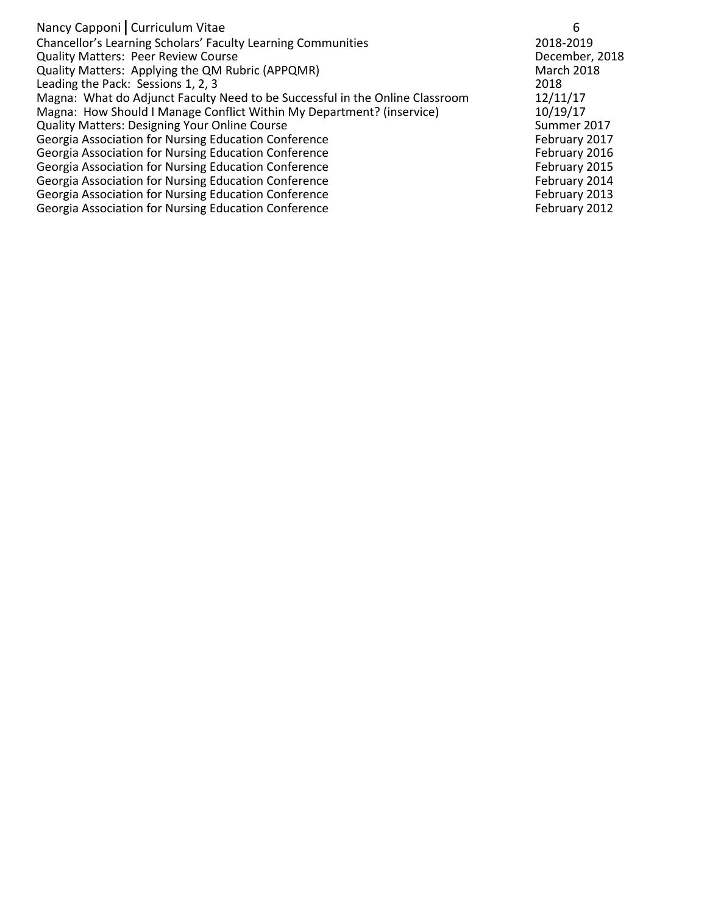| | |
|---|---|
| Chancellor's Learning Scholars' Faculty Learning Communities | 2018-2019 |
| Quality Matters: Peer Review Course | December, 2018 |
| Quality Matters: Applying the QM Rubric (APPQMR) | March 2018 |
| Leading the Pack: Sessions 1, 2, 3 | 2018 |
| Magna: What do Adjunct Faculty Need to be Successful in the Online Classroom | 12/11/17 |
| Magna: How Should I Manage Conflict Within My Department? (inservice) | 10/19/17 |
| Quality Matters: Designing Your Online Course | Summer 2017 |
| Georgia Association for Nursing Education Conference | February 2017 |
| Georgia Association for Nursing Education Conference | February 2016 |
| Georgia Association for Nursing Education Conference | February 2015 |
| Georgia Association for Nursing Education Conference | February 2014 |
| Georgia Association for Nursing Education Conference | February 2013 |
| Georgia Association for Nursing Education Conference | February 2012 |